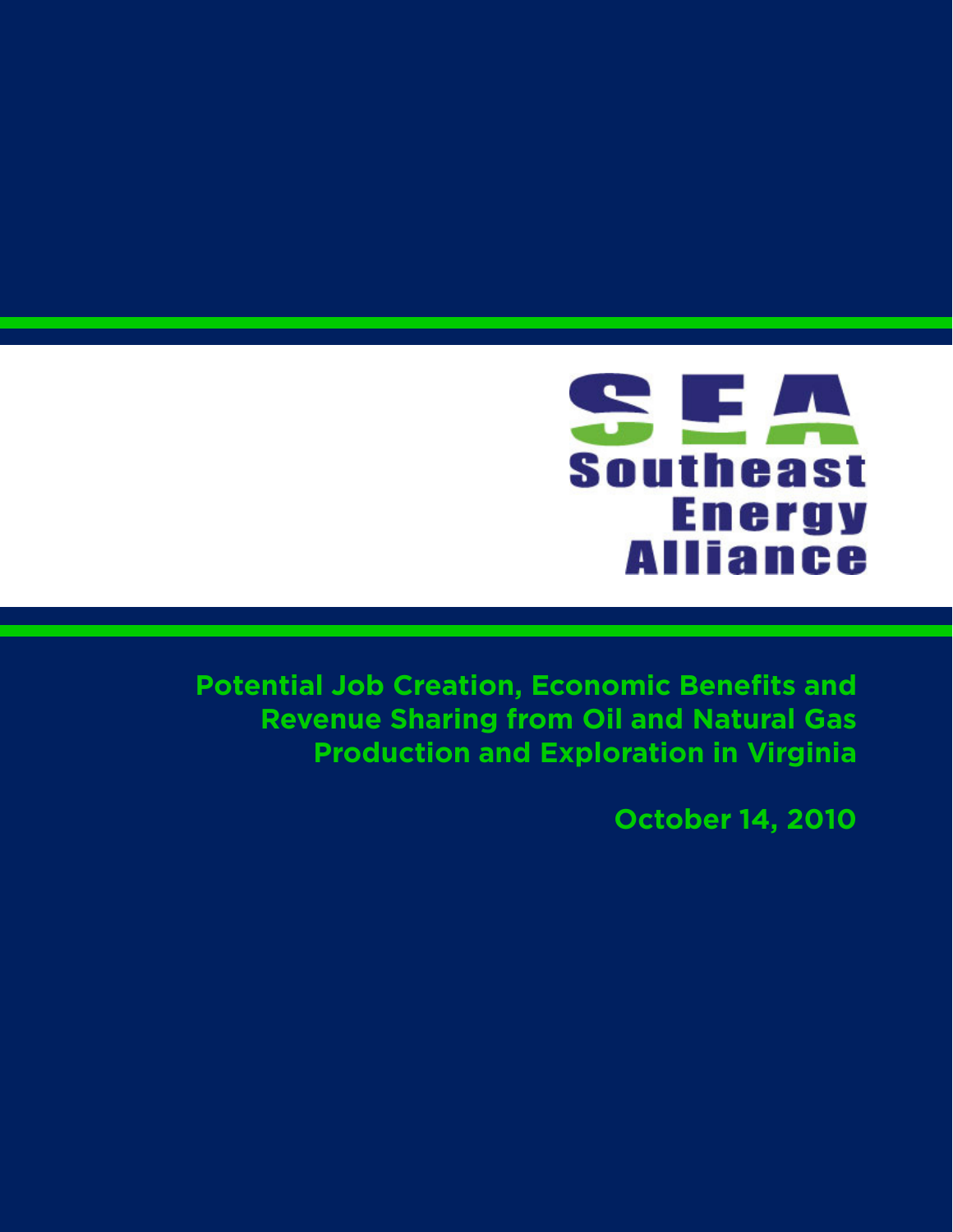SEA

Southeast Energy Alliance

# Potential Job Creation, Economic Benefits and Revenue Sharing from Oil and Natural Gas Production and Exploration in Virginia

October 14, 2010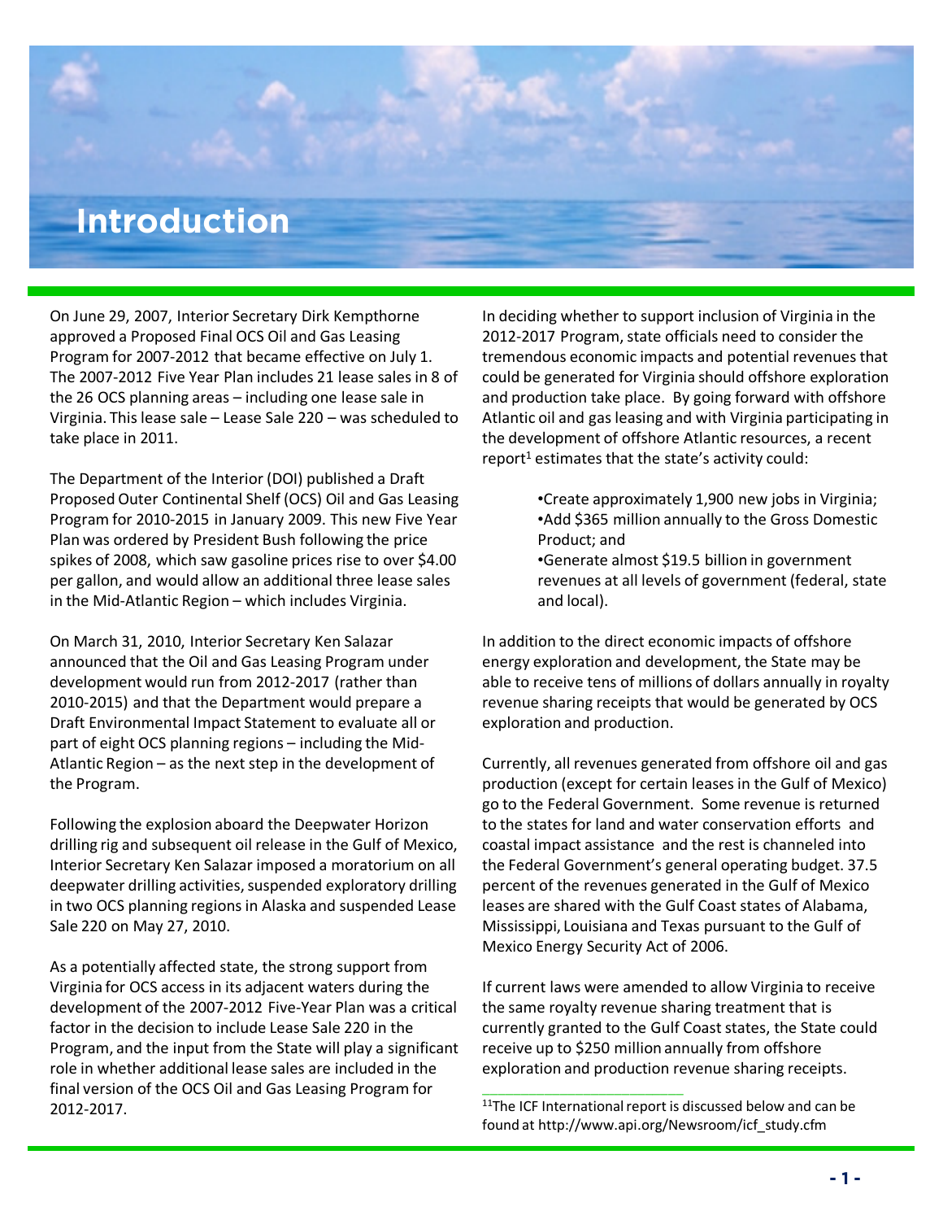# Introduction

On June 29, 2007, Interior Secretary Dirk Kempthorne approved a Proposed Final OCS Oil and Gas Leasing Program for 2007-2012 that became effective on July 1. The 2007-2012 Five Year Plan includes 21 lease sales in 8 of the 26 OCS planning areas – including one lease sale in Virginia. This lease sale – Lease Sale 220 – was scheduled to take place in 2011.

The Department of the Interior (DOI) published a Draft Proposed Outer Continental Shelf (OCS) Oil and Gas Leasing Program for 2010-2015 in January 2009. This new Five Year Plan was ordered by President Bush following the price spikes of 2008, which saw gasoline prices rise to over $4.00 per gallon, and would allow an additional three lease sales in the Mid-Atlantic Region – which includes Virginia.

On March 31, 2010, Interior Secretary Ken Salazar announced that the Oil and Gas Leasing Program under development would run from 2012-2017 (rather than 2010-2015) and that the Department would prepare a Draft Environmental Impact Statement to evaluate all or part of eight OCS planning regions – including the Mid-Atlantic Region – as the next step in the development of the Program.

Following the explosion aboard the Deepwater Horizon drilling rig and subsequent oil release in the Gulf of Mexico, Interior Secretary Ken Salazar imposed a moratorium on all deepwater drilling activities, suspended exploratory drilling in two OCS planning regions in Alaska and suspended Lease Sale 220 on May 27, 2010.

As a potentially affected state, the strong support from Virginia for OCS access in its adjacent waters during the development of the 2007-2012 Five-Year Plan was a critical factor in the decision to include Lease Sale 220 in the Program, and the input from the State will play a significant role in whether additional lease sales are included in the final version of the OCS Oil and Gas Leasing Program for 2012-2017.

In deciding whether to support inclusion of Virginia in the 2012-2017 Program, state officials need to consider the tremendous economic impacts and potential revenues that could be generated for Virginia should offshore exploration and production take place. By going forward with offshore Atlantic oil and gas leasing and with Virginia participating in the development of offshore Atlantic resources, a recent report[1] estimates that the state's activity could:

- Create approximately 1,900 new jobs in Virginia;
- Add $365 million annually to the Gross Domestic Product; and
- Generate almost $19.5 billion in government revenues at all levels of government (federal, state and local).

In addition to the direct economic impacts of offshore energy exploration and development, the State may be able to receive tens of millions of dollars annually in royalty revenue sharing receipts that would be generated by OCS exploration and production.

Currently, all revenues generated from offshore oil and gas production (except for certain leases in the Gulf of Mexico) go to the Federal Government. Some revenue is returned to the states for land and water conservation efforts and coastal impact assistance and the rest is channeled into the Federal Government's general operating budget. 37.5 percent of the revenues generated in the Gulf of Mexico leases are shared with the Gulf Coast states of Alabama, Mississippi, Louisiana and Texas pursuant to the Gulf of Mexico Energy Security Act of 2006.

If current laws were amended to allow Virginia to receive the same royalty revenue sharing treatment that is currently granted to the Gulf Coast states, the State could receive up to $250 million annually from offshore exploration and production revenue sharing receipts.

---

[11]The ICF International report is discussed below and can be found at http://www.api.org/Newsroom/icf_study.cfm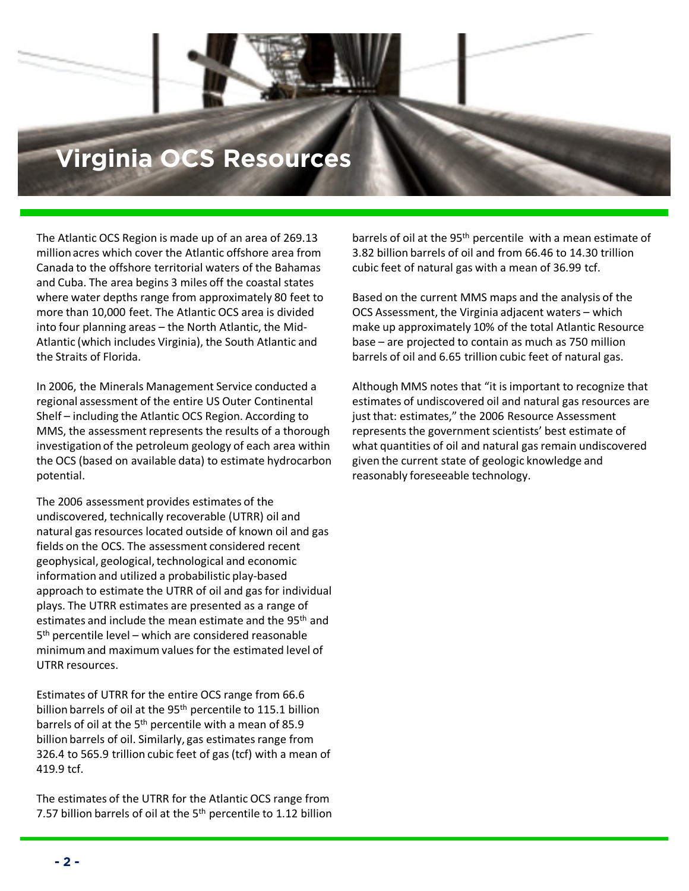# Virginia OCS Resources

The Atlantic OCS Region is made up of an area of 269.13 million acres which cover the Atlantic offshore area from Canada to the offshore territorial waters of the Bahamas and Cuba. The area begins 3 miles off the coastal states where water depths range from approximately 80 feet to more than 10,000 feet. The Atlantic OCS area is divided into four planning areas – the North Atlantic, the Mid-Atlantic (which includes Virginia), the South Atlantic and the Straits of Florida.

In 2006, the Minerals Management Service conducted a regional assessment of the entire US Outer Continental Shelf – including the Atlantic OCS Region. According to MMS, the assessment represents the results of a thorough investigation of the petroleum geology of each area within the OCS (based on available data) to estimate hydrocarbon potential.

The 2006 assessment provides estimates of the undiscovered, technically recoverable (UTRR) oil and natural gas resources located outside of known oil and gas fields on the OCS. The assessment considered recent geophysical, geological, technological and economic information and utilized a probabilistic play-based approach to estimate the UTRR of oil and gas for individual plays. The UTRR estimates are presented as a range of estimates and include the mean estimate and the 95th and 5th percentile level – which are considered reasonable minimum and maximum values for the estimated level of UTRR resources.

Estimates of UTRR for the entire OCS range from 66.6 billion barrels of oil at the 95th percentile to 115.1 billion barrels of oil at the 5th percentile with a mean of 85.9 billion barrels of oil. Similarly, gas estimates range from 326.4 to 565.9 trillion cubic feet of gas (tcf) with a mean of 419.9 tcf.

The estimates of the UTRR for the Atlantic OCS range from 7.57 billion barrels of oil at the 5th percentile to 1.12 billion barrels of oil at the 95th percentile with a mean estimate of 3.82 billion barrels of oil and from 66.46 to 14.30 trillion cubic feet of natural gas with a mean of 36.99 tcf.

Based on the current MMS maps and the analysis of the OCS Assessment, the Virginia adjacent waters – which make up approximately 10% of the total Atlantic Resource base – are projected to contain as much as 750 million barrels of oil and 6.65 trillion cubic feet of natural gas.

Although MMS notes that "it is important to recognize that estimates of undiscovered oil and natural gas resources are just that: estimates," the 2006 Resource Assessment represents the government scientists' best estimate of what quantities of oil and natural gas remain undiscovered given the current state of geologic knowledge and reasonably foreseeable technology.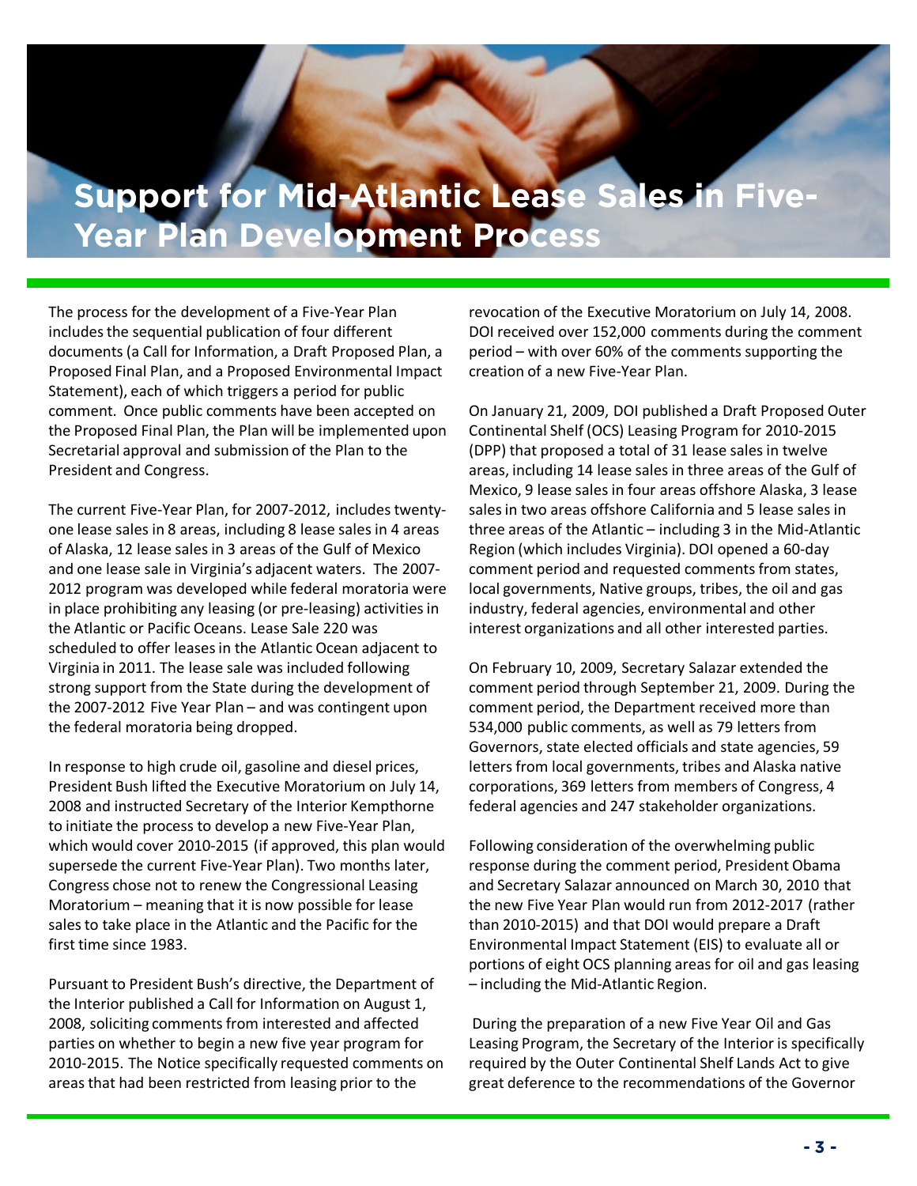# Support for Mid-Atlantic Lease Sales in Five-Year Plan Development Process

The process for the development of a Five-Year Plan includes the sequential publication of four different documents (a Call for Information, a Draft Proposed Plan, a Proposed Final Plan, and a Proposed Environmental Impact Statement), each of which triggers a period for public comment. Once public comments have been accepted on the Proposed Final Plan, the Plan will be implemented upon Secretarial approval and submission of the Plan to the President and Congress.

The current Five-Year Plan, for 2007-2012, includes twenty-one lease sales in 8 areas, including 8 lease sales in 4 areas of Alaska, 12 lease sales in 3 areas of the Gulf of Mexico and one lease sale in Virginia's adjacent waters. The 2007-2012 program was developed while federal moratoria were in place prohibiting any leasing (or pre-leasing) activities in the Atlantic or Pacific Oceans. Lease Sale 220 was scheduled to offer leases in the Atlantic Ocean adjacent to Virginia in 2011. The lease sale was included following strong support from the State during the development of the 2007-2012 Five Year Plan – and was contingent upon the federal moratoria being dropped.

In response to high crude oil, gasoline and diesel prices, President Bush lifted the Executive Moratorium on July 14, 2008 and instructed Secretary of the Interior Kempthorne to initiate the process to develop a new Five-Year Plan, which would cover 2010-2015 (if approved, this plan would supersede the current Five-Year Plan). Two months later, Congress chose not to renew the Congressional Leasing Moratorium – meaning that it is now possible for lease sales to take place in the Atlantic and the Pacific for the first time since 1983.

Pursuant to President Bush's directive, the Department of the Interior published a Call for Information on August 1, 2008, soliciting comments from interested and affected parties on whether to begin a new five year program for 2010-2015. The Notice specifically requested comments on areas that had been restricted from leasing prior to the revocation of the Executive Moratorium on July 14, 2008. DOI received over 152,000 comments during the comment period – with over 60% of the comments supporting the creation of a new Five-Year Plan.

On January 21, 2009, DOI published a Draft Proposed Outer Continental Shelf (OCS) Leasing Program for 2010-2015 (DPP) that proposed a total of 31 lease sales in twelve areas, including 14 lease sales in three areas of the Gulf of Mexico, 9 lease sales in four areas offshore Alaska, 3 lease sales in two areas offshore California and 5 lease sales in three areas of the Atlantic – including 3 in the Mid-Atlantic Region (which includes Virginia). DOI opened a 60-day comment period and requested comments from states, local governments, Native groups, tribes, the oil and gas industry, federal agencies, environmental and other interest organizations and all other interested parties.

On February 10, 2009, Secretary Salazar extended the comment period through September 21, 2009. During the comment period, the Department received more than 534,000 public comments, as well as 79 letters from Governors, state elected officials and state agencies, 59 letters from local governments, tribes and Alaska native corporations, 369 letters from members of Congress, 4 federal agencies and 247 stakeholder organizations.

Following consideration of the overwhelming public response during the comment period, President Obama and Secretary Salazar announced on March 30, 2010 that the new Five Year Plan would run from 2012-2017 (rather than 2010-2015) and that DOI would prepare a Draft Environmental Impact Statement (EIS) to evaluate all or portions of eight OCS planning areas for oil and gas leasing – including the Mid-Atlantic Region.

During the preparation of a new Five Year Oil and Gas Leasing Program, the Secretary of the Interior is specifically required by the Outer Continental Shelf Lands Act to give great deference to the recommendations of the Governor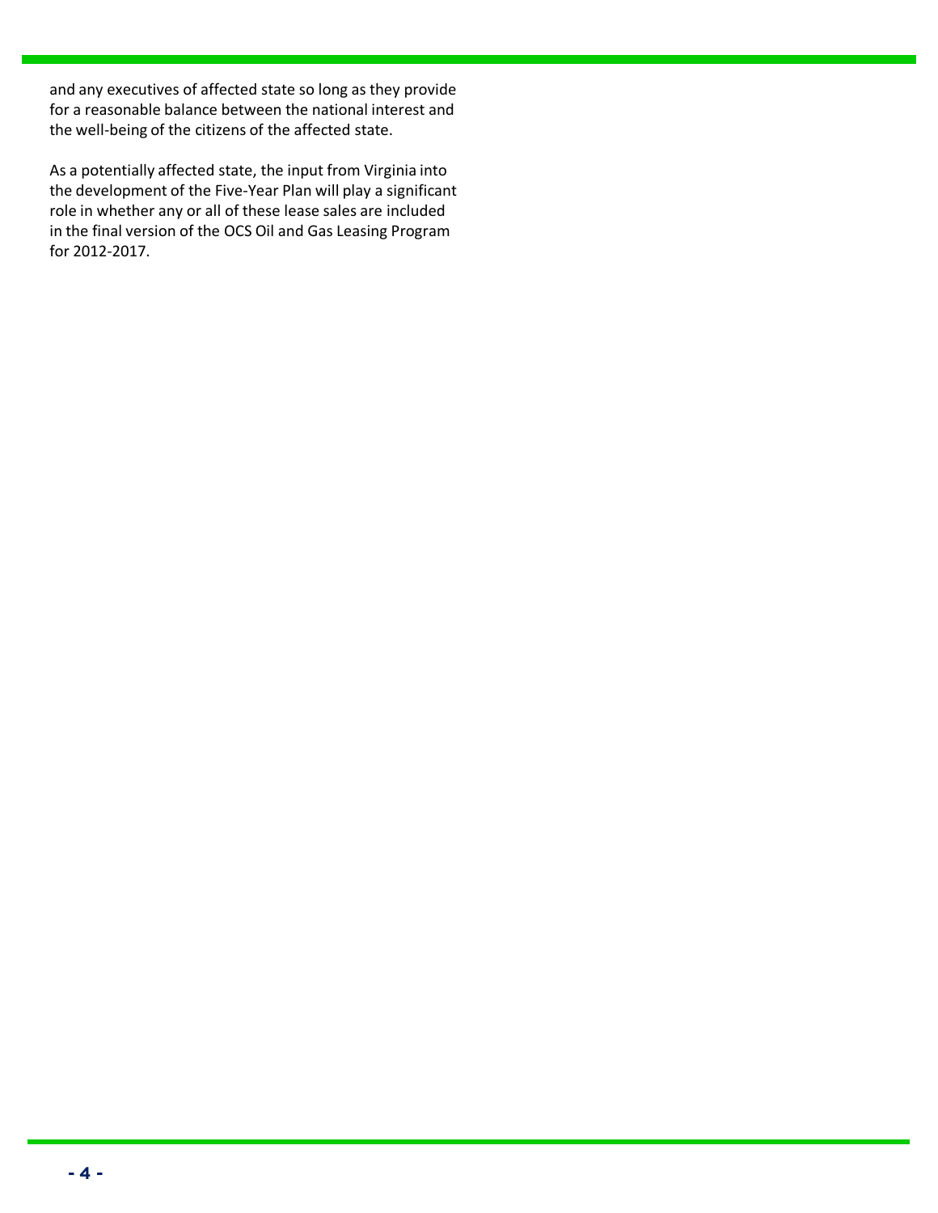and any executives of affected state so long as they provide for a reasonable balance between the national interest and the well-being of the citizens of the affected state.

As a potentially affected state, the input from Virginia into the development of the Five-Year Plan will play a significant role in whether any or all of these lease sales are included in the final version of the OCS Oil and Gas Leasing Program for 2012-2017.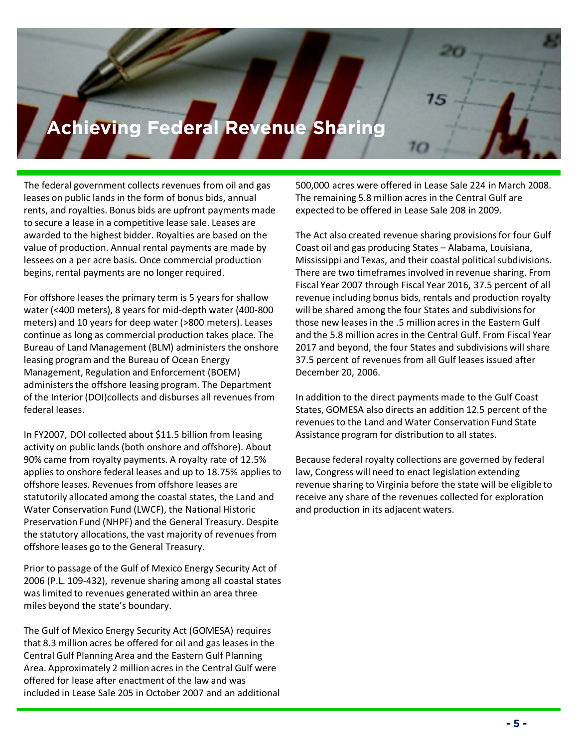# Achieving Federal Revenue Sharing

The federal government collects revenues from oil and gas leases on public lands in the form of bonus bids, annual rents, and royalties. Bonus bids are upfront payments made to secure a lease in a competitive lease sale. Leases are awarded to the highest bidder. Royalties are based on the value of production. Annual rental payments are made by lessees on a per acre basis. Once commercial production begins, rental payments are no longer required.

For offshore leases the primary term is 5 years for shallow water (<400 meters), 8 years for mid-depth water (400-800 meters) and 10 years for deep water (>800 meters). Leases continue as long as commercial production takes place. The Bureau of Land Management (BLM) administers the onshore leasing program and the Bureau of Ocean Energy Management, Regulation and Enforcement (BOEM) administers the offshore leasing program. The Department of the Interior (DOI)collects and disburses all revenues from federal leases.

In FY2007, DOI collected about $11.5 billion from leasing activity on public lands (both onshore and offshore). About 90% came from royalty payments. A royalty rate of 12.5% applies to onshore federal leases and up to 18.75% applies to offshore leases. Revenues from offshore leases are statutorily allocated among the coastal states, the Land and Water Conservation Fund (LWCF), the National Historic Preservation Fund (NHPF) and the General Treasury. Despite the statutory allocations, the vast majority of revenues from offshore leases go to the General Treasury.

Prior to passage of the Gulf of Mexico Energy Security Act of 2006 (P.L. 109-432), revenue sharing among all coastal states was limited to revenues generated within an area three miles beyond the state's boundary.

The Gulf of Mexico Energy Security Act (GOMESA) requires that 8.3 million acres be offered for oil and gas leases in the Central Gulf Planning Area and the Eastern Gulf Planning Area. Approximately 2 million acres in the Central Gulf were offered for lease after enactment of the law and was included in Lease Sale 205 in October 2007 and an additional 500,000 acres were offered in Lease Sale 224 in March 2008. The remaining 5.8 million acres in the Central Gulf are expected to be offered in Lease Sale 208 in 2009.

The Act also created revenue sharing provisions for four Gulf Coast oil and gas producing States – Alabama, Louisiana, Mississippi and Texas, and their coastal political subdivisions. There are two timeframes involved in revenue sharing. From Fiscal Year 2007 through Fiscal Year 2016, 37.5 percent of all revenue including bonus bids, rentals and production royalty will be shared among the four States and subdivisions for those new leases in the .5 million acres in the Eastern Gulf and the 5.8 million acres in the Central Gulf. From Fiscal Year 2017 and beyond, the four States and subdivisions will share 37.5 percent of revenues from all Gulf leases issued after December 20, 2006.

In addition to the direct payments made to the Gulf Coast States, GOMESA also directs an addition 12.5 percent of the revenues to the Land and Water Conservation Fund State Assistance program for distribution to all states.

Because federal royalty collections are governed by federal law, Congress will need to enact legislation extending revenue sharing to Virginia before the state will be eligible to receive any share of the revenues collected for exploration and production in its adjacent waters.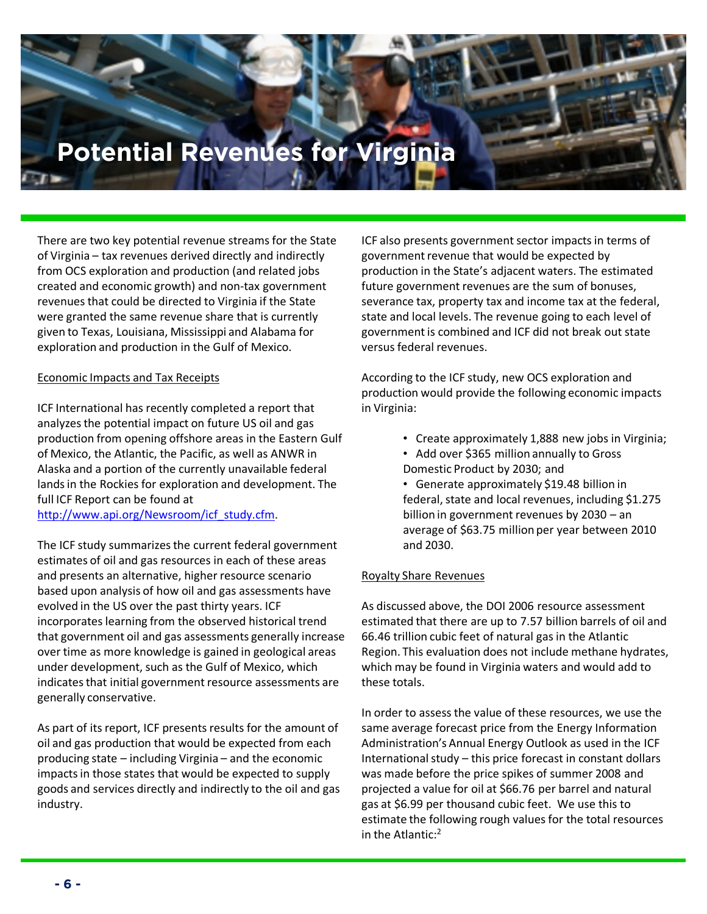# Potential Revenues for Virginia

There are two key potential revenue streams for the State of Virginia – tax revenues derived directly and indirectly from OCS exploration and production (and related jobs created and economic growth) and non-tax government revenues that could be directed to Virginia if the State were granted the same revenue share that is currently given to Texas, Louisiana, Mississippi and Alabama for exploration and production in the Gulf of Mexico.

## Economic Impacts and Tax Receipts

ICF International has recently completed a report that analyzes the potential impact on future US oil and gas production from opening offshore areas in the Eastern Gulf of Mexico, the Atlantic, the Pacific, as well as ANWR in Alaska and a portion of the currently unavailable federal lands in the Rockies for exploration and development. The full ICF Report can be found at http://www.api.org/Newsroom/icf_study.cfm.

The ICF study summarizes the current federal government estimates of oil and gas resources in each of these areas and presents an alternative, higher resource scenario based upon analysis of how oil and gas assessments have evolved in the US over the past thirty years. ICF incorporates learning from the observed historical trend that government oil and gas assessments generally increase over time as more knowledge is gained in geological areas under development, such as the Gulf of Mexico, which indicates that initial government resource assessments are generally conservative.

As part of its report, ICF presents results for the amount of oil and gas production that would be expected from each producing state – including Virginia – and the economic impacts in those states that would be expected to supply goods and services directly and indirectly to the oil and gas industry.

ICF also presents government sector impacts in terms of government revenue that would be expected by production in the State's adjacent waters. The estimated future government revenues are the sum of bonuses, severance tax, property tax and income tax at the federal, state and local levels. The revenue going to each level of government is combined and ICF did not break out state versus federal revenues.

According to the ICF study, new OCS exploration and production would provide the following economic impacts in Virginia:

- Create approximately 1,888 new jobs in Virginia;
- Add over $365 million annually to Gross Domestic Product by 2030; and
- Generate approximately $19.48 billion in federal, state and local revenues, including $1.275 billion in government revenues by 2030 – an average of $63.75 million per year between 2010 and 2030.

## Royalty Share Revenues

As discussed above, the DOI 2006 resource assessment estimated that there are up to 7.57 billion barrels of oil and 66.46 trillion cubic feet of natural gas in the Atlantic Region. This evaluation does not include methane hydrates, which may be found in Virginia waters and would add to these totals.

In order to assess the value of these resources, we use the same average forecast price from the Energy Information Administration's Annual Energy Outlook as used in the ICF International study – this price forecast in constant dollars was made before the price spikes of summer 2008 and projected a value for oil at $66.76 per barrel and natural gas at $6.99 per thousand cubic feet. We use this to estimate the following rough values for the total resources in the Atlantic:[2]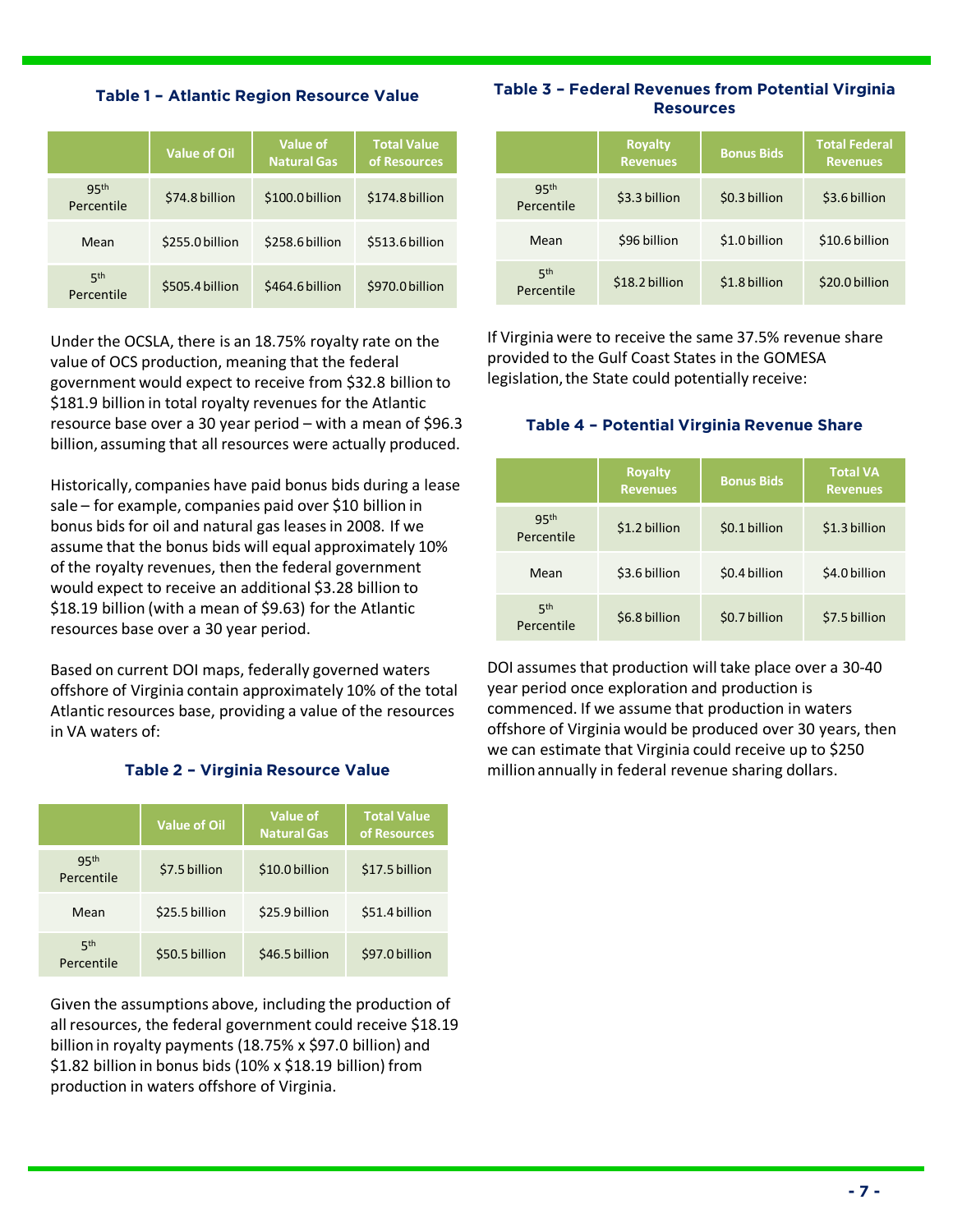### Table 1 – Atlantic Region Resource Value

| | Value of Oil | Value of Natural Gas | Total Value of Resources |
|---|---|---|---|
| 95th Percentile | $74.8 billion | $100.0 billion | $174.8 billion |
| Mean | $255.0 billion | $258.6 billion | $513.6 billion |
| 5th Percentile | $505.4 billion | $464.6 billion | $970.0 billion |

Under the OCSLA, there is an 18.75% royalty rate on the value of OCS production, meaning that the federal government would expect to receive from $32.8 billion to $181.9 billion in total royalty revenues for the Atlantic resource base over a 30 year period – with a mean of $96.3 billion, assuming that all resources were actually produced.

Historically, companies have paid bonus bids during a lease sale – for example, companies paid over $10 billion in bonus bids for oil and natural gas leases in 2008. If we assume that the bonus bids will equal approximately 10% of the royalty revenues, then the federal government would expect to receive an additional $3.28 billion to $18.19 billion (with a mean of $9.63) for the Atlantic resources base over a 30 year period.

Based on current DOI maps, federally governed waters offshore of Virginia contain approximately 10% of the total Atlantic resources base, providing a value of the resources in VA waters of:

### Table 2 – Virginia Resource Value

| | Value of Oil | Value of Natural Gas | Total Value of Resources |
|---|---|---|---|
| 95th Percentile | $7.5 billion | $10.0 billion | $17.5 billion |
| Mean | $25.5 billion | $25.9 billion | $51.4 billion |
| 5th Percentile | $50.5 billion | $46.5 billion | $97.0 billion |

Given the assumptions above, including the production of all resources, the federal government could receive $18.19 billion in royalty payments (18.75% x $97.0 billion) and $1.82 billion in bonus bids (10% x $18.19 billion) from production in waters offshore of Virginia.

### Table 3 – Federal Revenues from Potential Virginia Resources

| | Royalty Revenues | Bonus Bids | Total Federal Revenues |
|---|---|---|---|
| 95th Percentile | $3.3 billion | $0.3 billion | $3.6 billion |
| Mean | $96 billion | $1.0 billion | $10.6 billion |
| 5th Percentile | $18.2 billion | $1.8 billion | $20.0 billion |

If Virginia were to receive the same 37.5% revenue share provided to the Gulf Coast States in the GOMESA legislation, the State could potentially receive:

### Table 4 – Potential Virginia Revenue Share

| | Royalty Revenues | Bonus Bids | Total VA Revenues |
|---|---|---|---|
| 95th Percentile | $1.2 billion | $0.1 billion | $1.3 billion |
| Mean | $3.6 billion | $0.4 billion | $4.0 billion |
| 5th Percentile | $6.8 billion | $0.7 billion | $7.5 billion |

DOI assumes that production will take place over a 30-40 year period once exploration and production is commenced. If we assume that production in waters offshore of Virginia would be produced over 30 years, then we can estimate that Virginia could receive up to $250 million annually in federal revenue sharing dollars.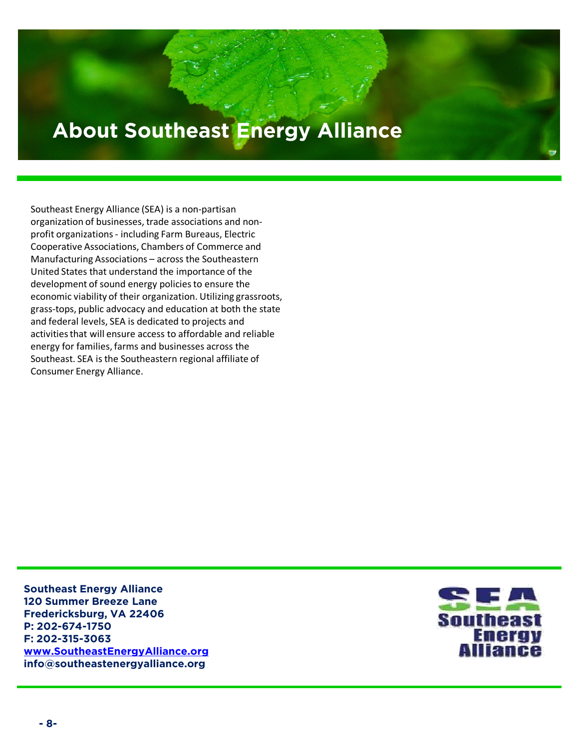# About Southeast Energy Alliance

Southeast Energy Alliance (SEA) is a non-partisan organization of businesses, trade associations and non-profit organizations - including Farm Bureaus, Electric Cooperative Associations, Chambers of Commerce and Manufacturing Associations – across the Southeastern United States that understand the importance of the development of sound energy policies to ensure the economic viability of their organization. Utilizing grassroots, grass-tops, public advocacy and education at both the state and federal levels, SEA is dedicated to projects and activities that will ensure access to affordable and reliable energy for families, farms and businesses across the Southeast. SEA is the Southeastern regional affiliate of Consumer Energy Alliance.

**Southeast Energy Alliance**
**120 Summer Breeze Lane**
**Fredericksburg, VA 22406**
**P: 202-674-1750**
**F: 202-315-3063**
**www.SoutheastEnergyAlliance.org**
**info@southeastenergyalliance.org**

SEA
Southeast
Energy
Alliance